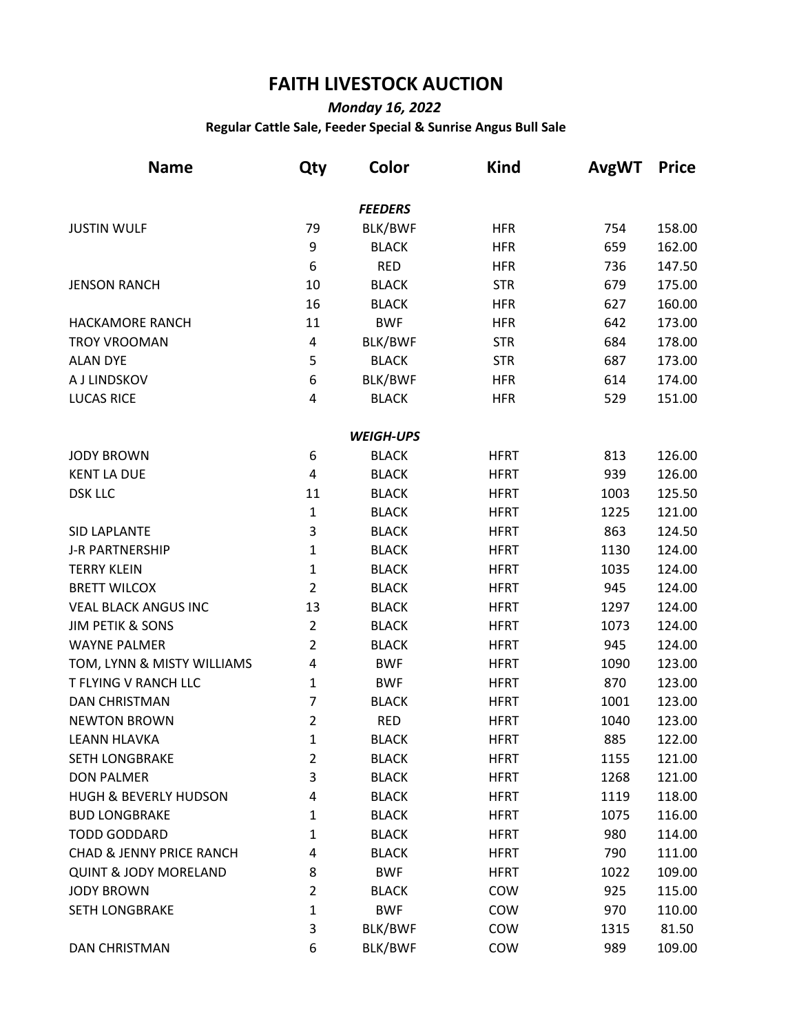# FAITH LIVESTOCK AUCTION

***Monday 16, 2022***

**Regular Cattle Sale, Feeder Special & Sunrise Angus Bull Sale**

| Name | Qty | Color | Kind | AvgWT | Price |
|---|---|---|---|---|---|
| | | ***FEEDERS*** | | | |
| JUSTIN WULF | 79 | BLK/BWF | HFR | 754 | 158.00 |
| | 9 | BLACK | HFR | 659 | 162.00 |
| | 6 | RED | HFR | 736 | 147.50 |
| JENSON RANCH | 10 | BLACK | STR | 679 | 175.00 |
| | 16 | BLACK | HFR | 627 | 160.00 |
| HACKAMORE RANCH | 11 | BWF | HFR | 642 | 173.00 |
| TROY VROOMAN | 4 | BLK/BWF | STR | 684 | 178.00 |
| ALAN DYE | 5 | BLACK | STR | 687 | 173.00 |
| A J LINDSKOV | 6 | BLK/BWF | HFR | 614 | 174.00 |
| LUCAS RICE | 4 | BLACK | HFR | 529 | 151.00 |
| | | ***WEIGH-UPS*** | | | |
| JODY BROWN | 6 | BLACK | HFRT | 813 | 126.00 |
| KENT LA DUE | 4 | BLACK | HFRT | 939 | 126.00 |
| DSK LLC | 11 | BLACK | HFRT | 1003 | 125.50 |
| | 1 | BLACK | HFRT | 1225 | 121.00 |
| SID LAPLANTE | 3 | BLACK | HFRT | 863 | 124.50 |
| J-R PARTNERSHIP | 1 | BLACK | HFRT | 1130 | 124.00 |
| TERRY KLEIN | 1 | BLACK | HFRT | 1035 | 124.00 |
| BRETT WILCOX | 2 | BLACK | HFRT | 945 | 124.00 |
| VEAL BLACK ANGUS INC | 13 | BLACK | HFRT | 1297 | 124.00 |
| JIM PETIK & SONS | 2 | BLACK | HFRT | 1073 | 124.00 |
| WAYNE PALMER | 2 | BLACK | HFRT | 945 | 124.00 |
| TOM, LYNN & MISTY WILLIAMS | 4 | BWF | HFRT | 1090 | 123.00 |
| T FLYING V RANCH LLC | 1 | BWF | HFRT | 870 | 123.00 |
| DAN CHRISTMAN | 7 | BLACK | HFRT | 1001 | 123.00 |
| NEWTON BROWN | 2 | RED | HFRT | 1040 | 123.00 |
| LEANN HLAVKA | 1 | BLACK | HFRT | 885 | 122.00 |
| SETH LONGBRAKE | 2 | BLACK | HFRT | 1155 | 121.00 |
| DON PALMER | 3 | BLACK | HFRT | 1268 | 121.00 |
| HUGH & BEVERLY HUDSON | 4 | BLACK | HFRT | 1119 | 118.00 |
| BUD LONGBRAKE | 1 | BLACK | HFRT | 1075 | 116.00 |
| TODD GODDARD | 1 | BLACK | HFRT | 980 | 114.00 |
| CHAD & JENNY PRICE RANCH | 4 | BLACK | HFRT | 790 | 111.00 |
| QUINT & JODY MORELAND | 8 | BWF | HFRT | 1022 | 109.00 |
| JODY BROWN | 2 | BLACK | COW | 925 | 115.00 |
| SETH LONGBRAKE | 1 | BWF | COW | 970 | 110.00 |
| | 3 | BLK/BWF | COW | 1315 | 81.50 |
| DAN CHRISTMAN | 6 | BLK/BWF | COW | 989 | 109.00 |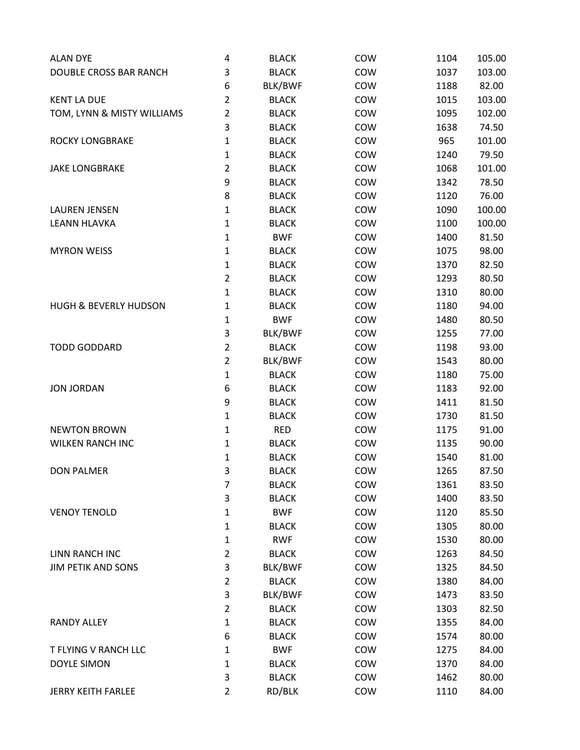| | | | | | |
|---|---|---|---|---|---|
| ALAN DYE | 4 | BLACK | COW | 1104 | 105.00 |
| DOUBLE CROSS BAR RANCH | 3 | BLACK | COW | 1037 | 103.00 |
| | 6 | BLK/BWF | COW | 1188 | 82.00 |
| KENT LA DUE | 2 | BLACK | COW | 1015 | 103.00 |
| TOM, LYNN & MISTY WILLIAMS | 2 | BLACK | COW | 1095 | 102.00 |
| | 3 | BLACK | COW | 1638 | 74.50 |
| ROCKY LONGBRAKE | 1 | BLACK | COW | 965 | 101.00 |
| | 1 | BLACK | COW | 1240 | 79.50 |
| JAKE LONGBRAKE | 2 | BLACK | COW | 1068 | 101.00 |
| | 9 | BLACK | COW | 1342 | 78.50 |
| | 8 | BLACK | COW | 1120 | 76.00 |
| LAUREN JENSEN | 1 | BLACK | COW | 1090 | 100.00 |
| LEANN HLAVKA | 1 | BLACK | COW | 1100 | 100.00 |
| | 1 | BWF | COW | 1400 | 81.50 |
| MYRON WEISS | 1 | BLACK | COW | 1075 | 98.00 |
| | 1 | BLACK | COW | 1370 | 82.50 |
| | 2 | BLACK | COW | 1293 | 80.50 |
| | 1 | BLACK | COW | 1310 | 80.00 |
| HUGH & BEVERLY HUDSON | 1 | BLACK | COW | 1180 | 94.00 |
| | 1 | BWF | COW | 1480 | 80.50 |
| | 3 | BLK/BWF | COW | 1255 | 77.00 |
| TODD GODDARD | 2 | BLACK | COW | 1198 | 93.00 |
| | 2 | BLK/BWF | COW | 1543 | 80.00 |
| | 1 | BLACK | COW | 1180 | 75.00 |
| JON JORDAN | 6 | BLACK | COW | 1183 | 92.00 |
| | 9 | BLACK | COW | 1411 | 81.50 |
| | 1 | BLACK | COW | 1730 | 81.50 |
| NEWTON BROWN | 1 | RED | COW | 1175 | 91.00 |
| WILKEN RANCH INC | 1 | BLACK | COW | 1135 | 90.00 |
| | 1 | BLACK | COW | 1540 | 81.00 |
| DON PALMER | 3 | BLACK | COW | 1265 | 87.50 |
| | 7 | BLACK | COW | 1361 | 83.50 |
| | 3 | BLACK | COW | 1400 | 83.50 |
| VENOY TENOLD | 1 | BWF | COW | 1120 | 85.50 |
| | 1 | BLACK | COW | 1305 | 80.00 |
| | 1 | RWF | COW | 1530 | 80.00 |
| LINN RANCH INC | 2 | BLACK | COW | 1263 | 84.50 |
| JIM PETIK AND SONS | 3 | BLK/BWF | COW | 1325 | 84.50 |
| | 2 | BLACK | COW | 1380 | 84.00 |
| | 3 | BLK/BWF | COW | 1473 | 83.50 |
| | 2 | BLACK | COW | 1303 | 82.50 |
| RANDY ALLEY | 1 | BLACK | COW | 1355 | 84.00 |
| | 6 | BLACK | COW | 1574 | 80.00 |
| T FLYING V RANCH LLC | 1 | BWF | COW | 1275 | 84.00 |
| DOYLE SIMON | 1 | BLACK | COW | 1370 | 84.00 |
| | 3 | BLACK | COW | 1462 | 80.00 |
| JERRY KEITH FARLEE | 2 | RD/BLK | COW | 1110 | 84.00 |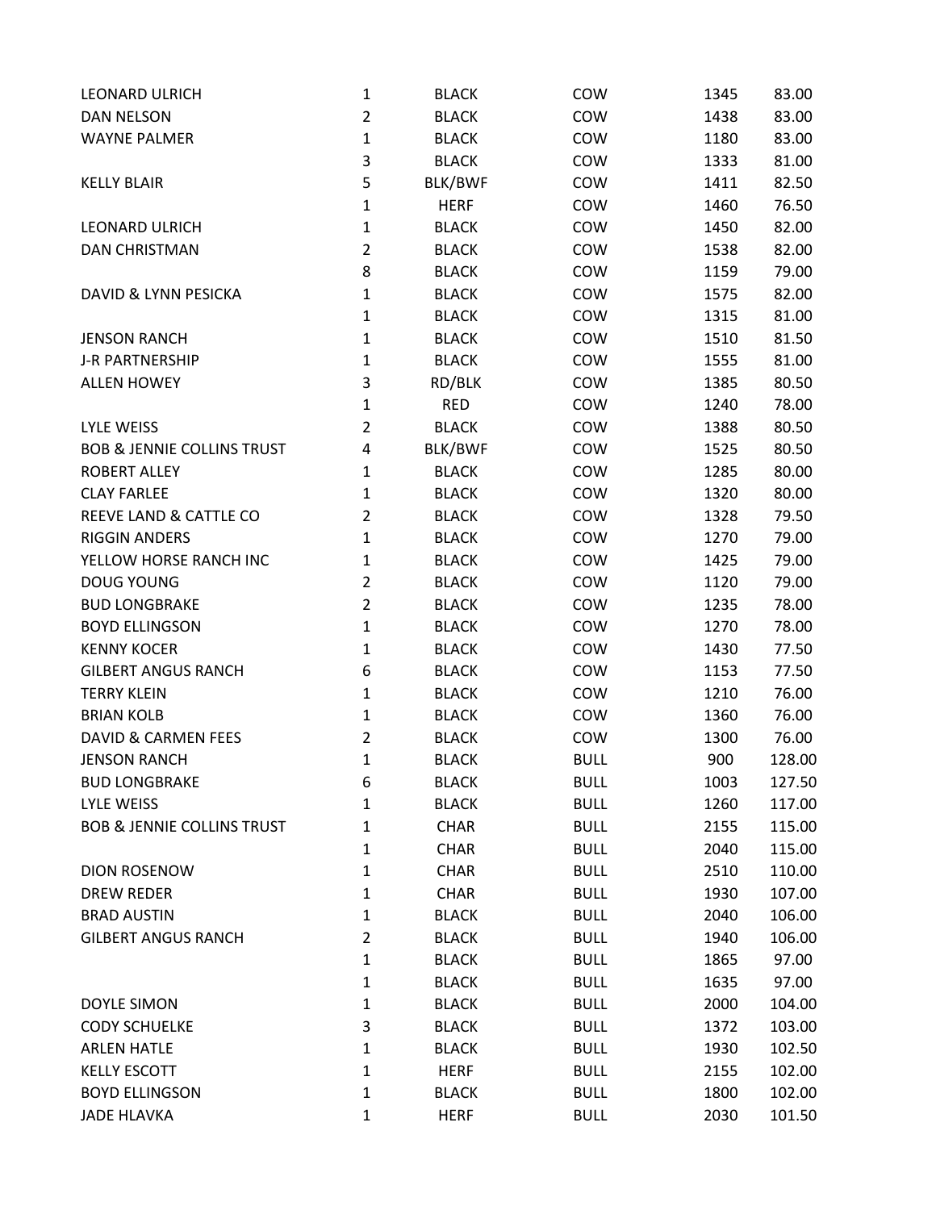| | | | | | |
|---|---|---|---|---|---|
| LEONARD ULRICH | 1 | BLACK | COW | 1345 | 83.00 |
| DAN NELSON | 2 | BLACK | COW | 1438 | 83.00 |
| WAYNE PALMER | 1 | BLACK | COW | 1180 | 83.00 |
| | 3 | BLACK | COW | 1333 | 81.00 |
| KELLY BLAIR | 5 | BLK/BWF | COW | 1411 | 82.50 |
| | 1 | HERF | COW | 1460 | 76.50 |
| LEONARD ULRICH | 1 | BLACK | COW | 1450 | 82.00 |
| DAN CHRISTMAN | 2 | BLACK | COW | 1538 | 82.00 |
| | 8 | BLACK | COW | 1159 | 79.00 |
| DAVID & LYNN PESICKA | 1 | BLACK | COW | 1575 | 82.00 |
| | 1 | BLACK | COW | 1315 | 81.00 |
| JENSON RANCH | 1 | BLACK | COW | 1510 | 81.50 |
| J-R PARTNERSHIP | 1 | BLACK | COW | 1555 | 81.00 |
| ALLEN HOWEY | 3 | RD/BLK | COW | 1385 | 80.50 |
| | 1 | RED | COW | 1240 | 78.00 |
| LYLE WEISS | 2 | BLACK | COW | 1388 | 80.50 |
| BOB & JENNIE COLLINS TRUST | 4 | BLK/BWF | COW | 1525 | 80.50 |
| ROBERT ALLEY | 1 | BLACK | COW | 1285 | 80.00 |
| CLAY FARLEE | 1 | BLACK | COW | 1320 | 80.00 |
| REEVE LAND & CATTLE CO | 2 | BLACK | COW | 1328 | 79.50 |
| RIGGIN ANDERS | 1 | BLACK | COW | 1270 | 79.00 |
| YELLOW HORSE RANCH INC | 1 | BLACK | COW | 1425 | 79.00 |
| DOUG YOUNG | 2 | BLACK | COW | 1120 | 79.00 |
| BUD LONGBRAKE | 2 | BLACK | COW | 1235 | 78.00 |
| BOYD ELLINGSON | 1 | BLACK | COW | 1270 | 78.00 |
| KENNY KOCER | 1 | BLACK | COW | 1430 | 77.50 |
| GILBERT ANGUS RANCH | 6 | BLACK | COW | 1153 | 77.50 |
| TERRY KLEIN | 1 | BLACK | COW | 1210 | 76.00 |
| BRIAN KOLB | 1 | BLACK | COW | 1360 | 76.00 |
| DAVID & CARMEN FEES | 2 | BLACK | COW | 1300 | 76.00 |
| JENSON RANCH | 1 | BLACK | BULL | 900 | 128.00 |
| BUD LONGBRAKE | 6 | BLACK | BULL | 1003 | 127.50 |
| LYLE WEISS | 1 | BLACK | BULL | 1260 | 117.00 |
| BOB & JENNIE COLLINS TRUST | 1 | CHAR | BULL | 2155 | 115.00 |
| | 1 | CHAR | BULL | 2040 | 115.00 |
| DION ROSENOW | 1 | CHAR | BULL | 2510 | 110.00 |
| DREW REDER | 1 | CHAR | BULL | 1930 | 107.00 |
| BRAD AUSTIN | 1 | BLACK | BULL | 2040 | 106.00 |
| GILBERT ANGUS RANCH | 2 | BLACK | BULL | 1940 | 106.00 |
| | 1 | BLACK | BULL | 1865 | 97.00 |
| | 1 | BLACK | BULL | 1635 | 97.00 |
| DOYLE SIMON | 1 | BLACK | BULL | 2000 | 104.00 |
| CODY SCHUELKE | 3 | BLACK | BULL | 1372 | 103.00 |
| ARLEN HATLE | 1 | BLACK | BULL | 1930 | 102.50 |
| KELLY ESCOTT | 1 | HERF | BULL | 2155 | 102.00 |
| BOYD ELLINGSON | 1 | BLACK | BULL | 1800 | 102.00 |
| JADE HLAVKA | 1 | HERF | BULL | 2030 | 101.50 |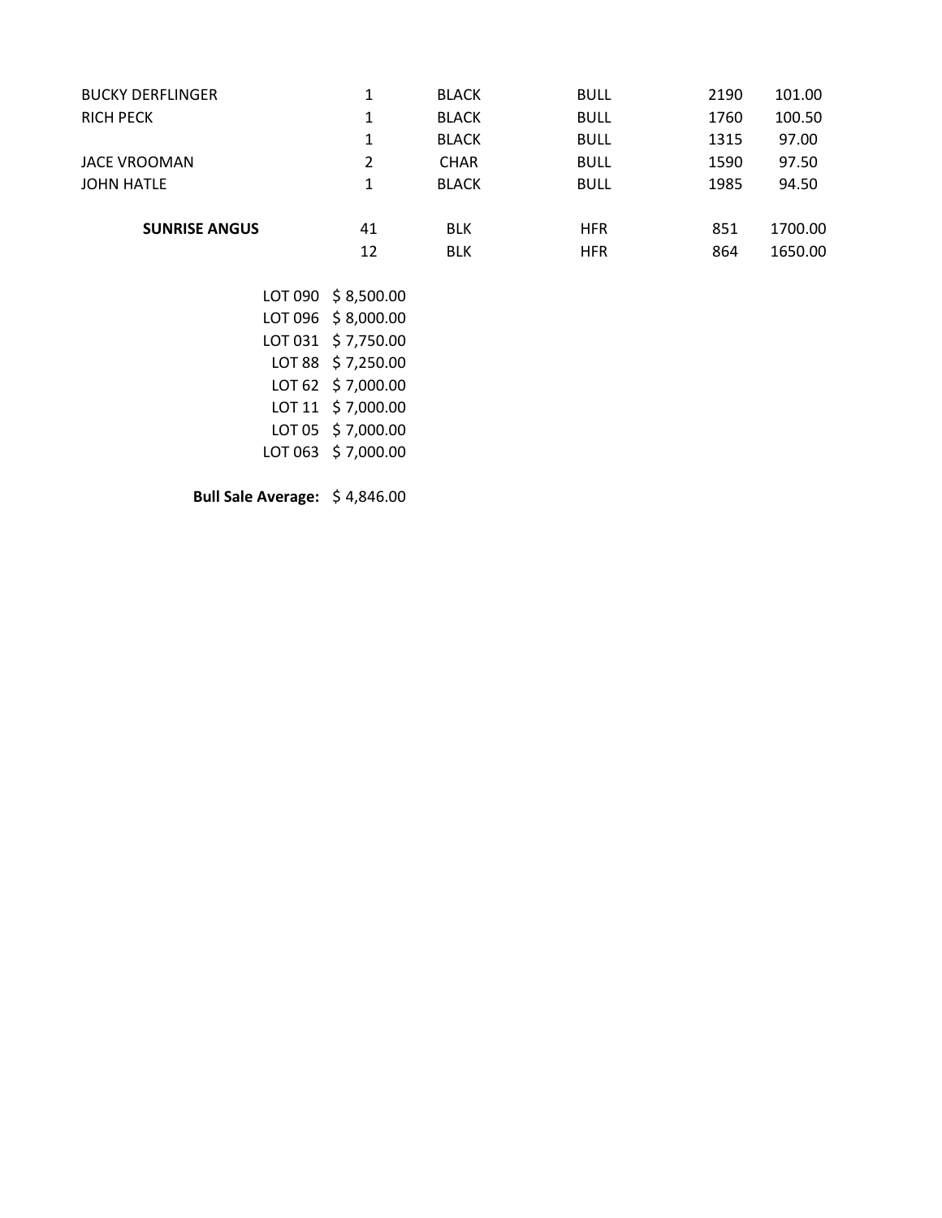| | | | | | |
|---|---|---|---|---|---|
| BUCKY DERFLINGER | 1 | BLACK | BULL | 2190 | 101.00 |
| RICH PECK | 1 | BLACK | BULL | 1760 | 100.50 |
| | 1 | BLACK | BULL | 1315 | 97.00 |
| JACE VROOMAN | 2 | CHAR | BULL | 1590 | 97.50 |
| JOHN HATLE | 1 | BLACK | BULL | 1985 | 94.50 |
| **SUNRISE ANGUS** | 41 | BLK | HFR | 851 | 1700.00 |
| | 12 | BLK | HFR | 864 | 1650.00 |

| | |
|---|---|
| LOT 090 | $ 8,500.00 |
| LOT 096 | $ 8,000.00 |
| LOT 031 | $ 7,750.00 |
| LOT 88 | $ 7,250.00 |
| LOT 62 | $ 7,000.00 |
| LOT 11 | $ 7,000.00 |
| LOT 05 | $ 7,000.00 |
| LOT 063 | $ 7,000.00 |

**Bull Sale Average:** $ 4,846.00